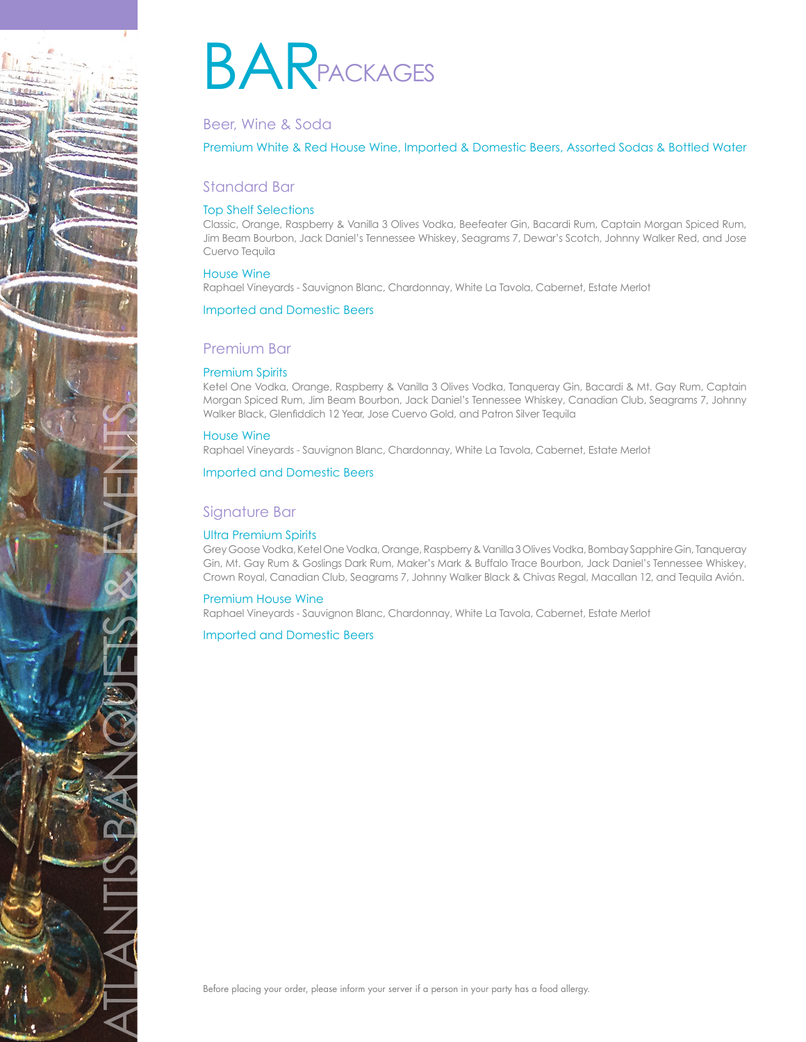# BAR PACKAGES

## Beer, Wine & Soda

Premium White & Red House Wine, Imported & Domestic Beers, Assorted Sodas & Bottled Water

## Standard Bar

### Top Shelf Selections

Classic, Orange, Raspberry & Vanilla 3 Olives Vodka, Beefeater Gin, Bacardi Rum, Captain Morgan Spiced Rum, Jim Beam Bourbon, Jack Daniel's Tennessee Whiskey, Seagrams 7, Dewar's Scotch, Johnny Walker Red, and Jose Cuervo Tequila

### House Wine

Raphael Vineyards - Sauvignon Blanc, Chardonnay, White La Tavola, Cabernet, Estate Merlot

### Imported and Domestic Beers

## Premium Bar

### Premium Spirits

Ketel One Vodka, Orange, Raspberry & Vanilla 3 Olives Vodka, Tanqueray Gin, Bacardi & Mt. Gay Rum, Captain Morgan Spiced Rum, Jim Beam Bourbon, Jack Daniel's Tennessee Whiskey, Canadian Club, Seagrams 7, Johnny Walker Black, Glenfiddich 12 Year, Jose Cuervo Gold, and Patron Silver Tequila

### House Wine

Raphael Vineyards - Sauvignon Blanc, Chardonnay, White La Tavola, Cabernet, Estate Merlot

### Imported and Domestic Beers

## Signature Bar

### Ultra Premium Spirits

Grey Goose Vodka, Ketel One Vodka, Orange, Raspberry & Vanilla 3 Olives Vodka, Bombay Sapphire Gin, Tanqueray Gin, Mt. Gay Rum & Goslings Dark Rum, Maker's Mark & Buffalo Trace Bourbon, Jack Daniel's Tennessee Whiskey, Crown Royal, Canadian Club, Seagrams 7, Johnny Walker Black & Chivas Regal, Macallan 12, and Tequila Avión.

### Premium House Wine

Raphael Vineyards - Sauvignon Blanc, Chardonnay, White La Tavola, Cabernet, Estate Merlot

### Imported and Domestic Beers

Before placing your order, please inform your server if a person in your party has a food allergy.

ATLANTIS BANQUETS & EVENTS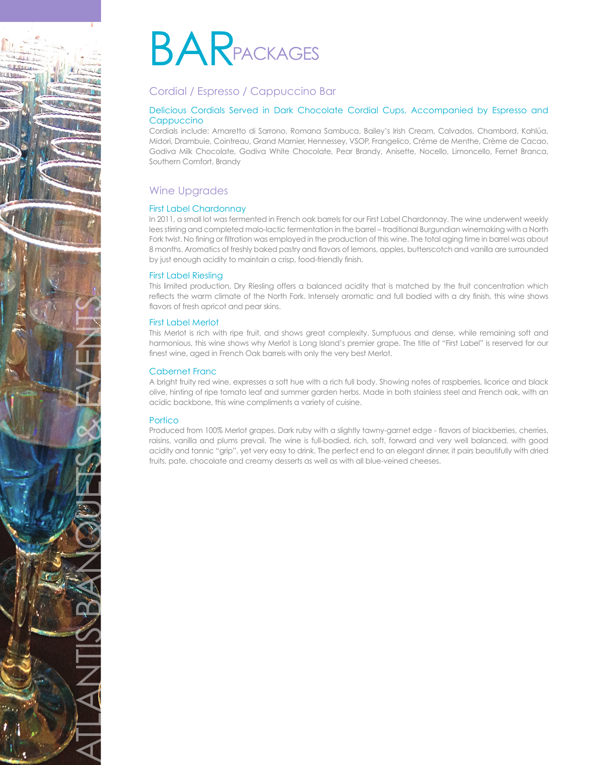# BAR PACKAGES

## Cordial / Espresso / Cappuccino Bar

### Delicious Cordials Served in Dark Chocolate Cordial Cups, Accompanied by Espresso and Cappuccino

Cordials include: Amaretto di Sarrono, Romana Sambuca, Bailey's Irish Cream, Calvados, Chambord, Kahlúa, Midori, Drambuie, Cointreau, Grand Marnier, Hennessey, VSOP, Frangelico, Crème de Menthe, Crème de Cacao, Godiva Milk Chocolate, Godiva White Chocolate, Pear Brandy, Anisette, Nocello, Limoncello, Fernet Branca, Southern Comfort, Brandy

## Wine Upgrades

### First Label Chardonnay

In 2011, a small lot was fermented in French oak barrels for our First Label Chardonnay. The wine underwent weekly lees stirring and completed malo-lactic fermentation in the barrel – traditional Burgundian winemaking with a North Fork twist. No fining or filtration was employed in the production of this wine. The total aging time in barrel was about 8 months. Aromatics of freshly baked pastry and flavors of lemons, apples, butterscotch and vanilla are surrounded by just enough acidity to maintain a crisp, food-friendly finish.

### First Label Riesling

This limited production, Dry Riesling offers a balanced acidity that is matched by the fruit concentration which reflects the warm climate of the North Fork. Intensely aromatic and full bodied with a dry finish, this wine shows flavors of fresh apricot and pear skins.

### First Label Merlot

This Merlot is rich with ripe fruit, and shows great complexity. Sumptuous and dense, while remaining soft and harmonious, this wine shows why Merlot is Long Island's premier grape. The title of "First Label" is reserved for our finest wine, aged in French Oak barrels with only the very best Merlot.

### Cabernet Franc

A bright fruity red wine, expresses a soft hue with a rich full body. Showing notes of raspberries, licorice and black olive, hinting of ripe tomato leaf and summer garden herbs. Made in both stainless steel and French oak, with an acidic backbone, this wine compliments a variety of cuisine.

### Portico

Produced from 100% Merlot grapes. Dark ruby with a slightly tawny-garnet edge - flavors of blackberries, cherries, raisins, vanilla and plums prevail. The wine is full-bodied, rich, soft, forward and very well balanced, with good acidity and tannic "grip", yet very easy to drink. The perfect end to an elegant dinner, it pairs beautifully with dried fruits, pate, chocolate and creamy desserts as well as with all blue-veined cheeses.

ATLANTIS BANQUETS & EVENTS